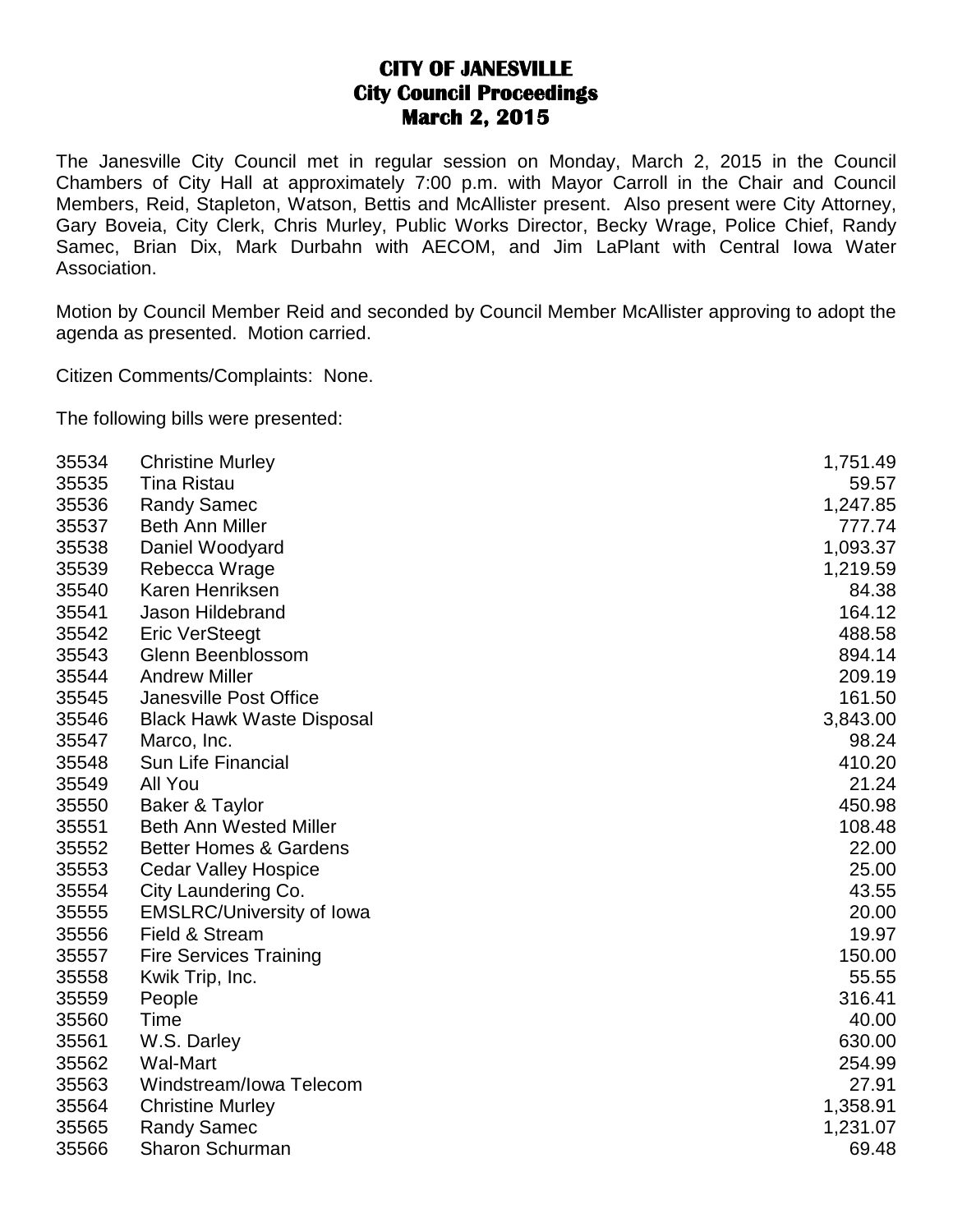# CITY OF JANESVILLE
## City Council Proceedings
## March 2, 2015

The Janesville City Council met in regular session on Monday, March 2, 2015 in the Council Chambers of City Hall at approximately 7:00 p.m. with Mayor Carroll in the Chair and Council Members, Reid, Stapleton, Watson, Bettis and McAllister present. Also present were City Attorney, Gary Boveia, City Clerk, Chris Murley, Public Works Director, Becky Wrage, Police Chief, Randy Samec, Brian Dix, Mark Durbahn with AECOM, and Jim LaPlant with Central Iowa Water Association.

Motion by Council Member Reid and seconded by Council Member McAllister approving to adopt the agenda as presented. Motion carried.

Citizen Comments/Complaints: None.

The following bills were presented:

| | | |
|---|---|---:|
| 35534 | Christine Murley | 1,751.49 |
| 35535 | Tina Ristau | 59.57 |
| 35536 | Randy Samec | 1,247.85 |
| 35537 | Beth Ann Miller | 777.74 |
| 35538 | Daniel Woodyard | 1,093.37 |
| 35539 | Rebecca Wrage | 1,219.59 |
| 35540 | Karen Henriksen | 84.38 |
| 35541 | Jason Hildebrand | 164.12 |
| 35542 | Eric VerSteegt | 488.58 |
| 35543 | Glenn Beenblossom | 894.14 |
| 35544 | Andrew Miller | 209.19 |
| 35545 | Janesville Post Office | 161.50 |
| 35546 | Black Hawk Waste Disposal | 3,843.00 |
| 35547 | Marco, Inc. | 98.24 |
| 35548 | Sun Life Financial | 410.20 |
| 35549 | All You | 21.24 |
| 35550 | Baker & Taylor | 450.98 |
| 35551 | Beth Ann Wested Miller | 108.48 |
| 35552 | Better Homes & Gardens | 22.00 |
| 35553 | Cedar Valley Hospice | 25.00 |
| 35554 | City Laundering Co. | 43.55 |
| 35555 | EMSLRC/University of Iowa | 20.00 |
| 35556 | Field & Stream | 19.97 |
| 35557 | Fire Services Training | 150.00 |
| 35558 | Kwik Trip, Inc. | 55.55 |
| 35559 | People | 316.41 |
| 35560 | Time | 40.00 |
| 35561 | W.S. Darley | 630.00 |
| 35562 | Wal-Mart | 254.99 |
| 35563 | Windstream/Iowa Telecom | 27.91 |
| 35564 | Christine Murley | 1,358.91 |
| 35565 | Randy Samec | 1,231.07 |
| 35566 | Sharon Schurman | 69.48 |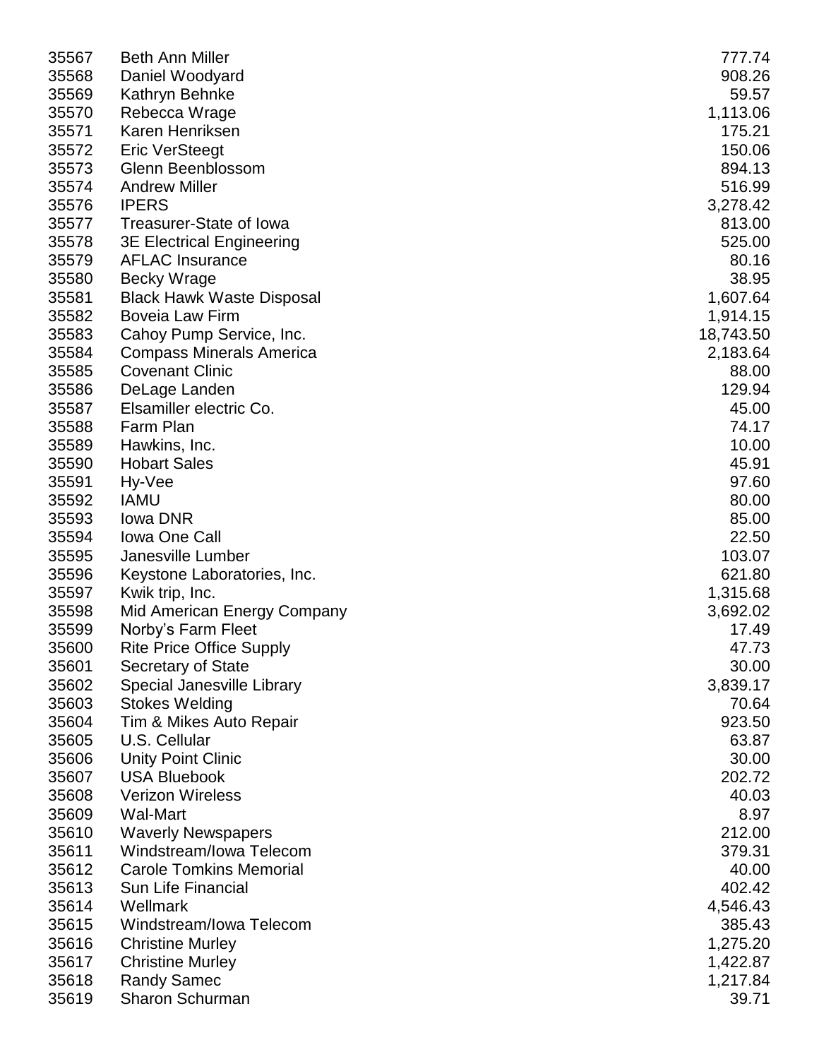| | | |
|---|---|---|
| 35567 | Beth Ann Miller | 777.74 |
| 35568 | Daniel Woodyard | 908.26 |
| 35569 | Kathryn Behnke | 59.57 |
| 35570 | Rebecca Wrage | 1,113.06 |
| 35571 | Karen Henriksen | 175.21 |
| 35572 | Eric VerSteegt | 150.06 |
| 35573 | Glenn Beenblossom | 894.13 |
| 35574 | Andrew Miller | 516.99 |
| 35576 | IPERS | 3,278.42 |
| 35577 | Treasurer-State of Iowa | 813.00 |
| 35578 | 3E Electrical Engineering | 525.00 |
| 35579 | AFLAC Insurance | 80.16 |
| 35580 | Becky Wrage | 38.95 |
| 35581 | Black Hawk Waste Disposal | 1,607.64 |
| 35582 | Boveia Law Firm | 1,914.15 |
| 35583 | Cahoy Pump Service, Inc. | 18,743.50 |
| 35584 | Compass Minerals America | 2,183.64 |
| 35585 | Covenant Clinic | 88.00 |
| 35586 | DeLage Landen | 129.94 |
| 35587 | Elsamiller electric Co. | 45.00 |
| 35588 | Farm Plan | 74.17 |
| 35589 | Hawkins, Inc. | 10.00 |
| 35590 | Hobart Sales | 45.91 |
| 35591 | Hy-Vee | 97.60 |
| 35592 | IAMU | 80.00 |
| 35593 | Iowa DNR | 85.00 |
| 35594 | Iowa One Call | 22.50 |
| 35595 | Janesville Lumber | 103.07 |
| 35596 | Keystone Laboratories, Inc. | 621.80 |
| 35597 | Kwik trip, Inc. | 1,315.68 |
| 35598 | Mid American Energy Company | 3,692.02 |
| 35599 | Norby's Farm Fleet | 17.49 |
| 35600 | Rite Price Office Supply | 47.73 |
| 35601 | Secretary of State | 30.00 |
| 35602 | Special Janesville Library | 3,839.17 |
| 35603 | Stokes Welding | 70.64 |
| 35604 | Tim & Mikes Auto Repair | 923.50 |
| 35605 | U.S. Cellular | 63.87 |
| 35606 | Unity Point Clinic | 30.00 |
| 35607 | USA Bluebook | 202.72 |
| 35608 | Verizon Wireless | 40.03 |
| 35609 | Wal-Mart | 8.97 |
| 35610 | Waverly Newspapers | 212.00 |
| 35611 | Windstream/Iowa Telecom | 379.31 |
| 35612 | Carole Tomkins Memorial | 40.00 |
| 35613 | Sun Life Financial | 402.42 |
| 35614 | Wellmark | 4,546.43 |
| 35615 | Windstream/Iowa Telecom | 385.43 |
| 35616 | Christine Murley | 1,275.20 |
| 35617 | Christine Murley | 1,422.87 |
| 35618 | Randy Samec | 1,217.84 |
| 35619 | Sharon Schurman | 39.71 |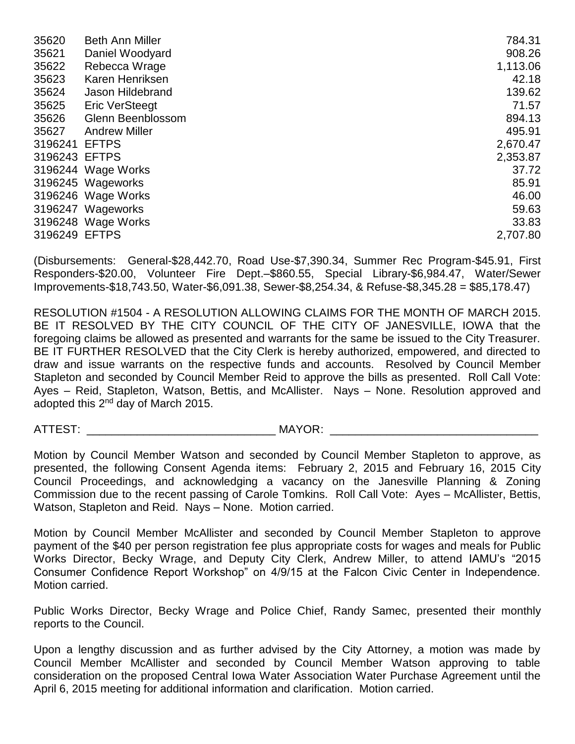| | | |
|---|---|---|
| 35620 | Beth Ann Miller | 784.31 |
| 35621 | Daniel Woodyard | 908.26 |
| 35622 | Rebecca Wrage | 1,113.06 |
| 35623 | Karen Henriksen | 42.18 |
| 35624 | Jason Hildebrand | 139.62 |
| 35625 | Eric VerSteegt | 71.57 |
| 35626 | Glenn Beenblossom | 894.13 |
| 35627 | Andrew Miller | 495.91 |
| 3196241 | EFTPS | 2,670.47 |
| 3196243 | EFTPS | 2,353.87 |
| 3196244 | Wage Works | 37.72 |
| 3196245 | Wageworks | 85.91 |
| 3196246 | Wage Works | 46.00 |
| 3196247 | Wageworks | 59.63 |
| 3196248 | Wage Works | 33.83 |
| 3196249 | EFTPS | 2,707.80 |

(Disbursements: General-$28,442.70, Road Use-$7,390.34, Summer Rec Program-$45.91, First Responders-$20.00, Volunteer Fire Dept.–$860.55, Special Library-$6,984.47, Water/Sewer Improvements-$18,743.50, Water-$6,091.38, Sewer-$8,254.34, & Refuse-$8,345.28 = $85,178.47)

RESOLUTION #1504 - A RESOLUTION ALLOWING CLAIMS FOR THE MONTH OF MARCH 2015. BE IT RESOLVED BY THE CITY COUNCIL OF THE CITY OF JANESVILLE, IOWA that the foregoing claims be allowed as presented and warrants for the same be issued to the City Treasurer. BE IT FURTHER RESOLVED that the City Clerk is hereby authorized, empowered, and directed to draw and issue warrants on the respective funds and accounts. Resolved by Council Member Stapleton and seconded by Council Member Reid to approve the bills as presented. Roll Call Vote: Ayes – Reid, Stapleton, Watson, Bettis, and McAllister. Nays – None. Resolution approved and adopted this 2nd day of March 2015.

ATTEST: ______________________________ MAYOR: _________________________________

Motion by Council Member Watson and seconded by Council Member Stapleton to approve, as presented, the following Consent Agenda items: February 2, 2015 and February 16, 2015 City Council Proceedings, and acknowledging a vacancy on the Janesville Planning & Zoning Commission due to the recent passing of Carole Tomkins. Roll Call Vote: Ayes – McAllister, Bettis, Watson, Stapleton and Reid. Nays – None. Motion carried.

Motion by Council Member McAllister and seconded by Council Member Stapleton to approve payment of the $40 per person registration fee plus appropriate costs for wages and meals for Public Works Director, Becky Wrage, and Deputy City Clerk, Andrew Miller, to attend IAMU's "2015 Consumer Confidence Report Workshop" on 4/9/15 at the Falcon Civic Center in Independence. Motion carried.

Public Works Director, Becky Wrage and Police Chief, Randy Samec, presented their monthly reports to the Council.

Upon a lengthy discussion and as further advised by the City Attorney, a motion was made by Council Member McAllister and seconded by Council Member Watson approving to table consideration on the proposed Central Iowa Water Association Water Purchase Agreement until the April 6, 2015 meeting for additional information and clarification. Motion carried.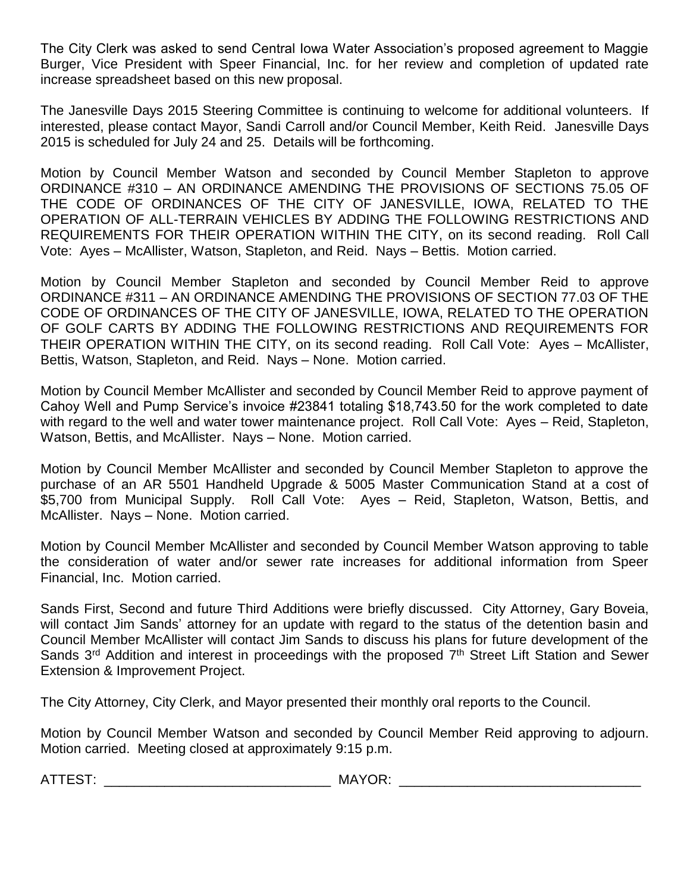The City Clerk was asked to send Central Iowa Water Association's proposed agreement to Maggie Burger, Vice President with Speer Financial, Inc. for her review and completion of updated rate increase spreadsheet based on this new proposal.

The Janesville Days 2015 Steering Committee is continuing to welcome for additional volunteers. If interested, please contact Mayor, Sandi Carroll and/or Council Member, Keith Reid. Janesville Days 2015 is scheduled for July 24 and 25. Details will be forthcoming.

Motion by Council Member Watson and seconded by Council Member Stapleton to approve ORDINANCE #310 – AN ORDINANCE AMENDING THE PROVISIONS OF SECTIONS 75.05 OF THE CODE OF ORDINANCES OF THE CITY OF JANESVILLE, IOWA, RELATED TO THE OPERATION OF ALL-TERRAIN VEHICLES BY ADDING THE FOLLOWING RESTRICTIONS AND REQUIREMENTS FOR THEIR OPERATION WITHIN THE CITY, on its second reading. Roll Call Vote: Ayes – McAllister, Watson, Stapleton, and Reid. Nays – Bettis. Motion carried.

Motion by Council Member Stapleton and seconded by Council Member Reid to approve ORDINANCE #311 – AN ORDINANCE AMENDING THE PROVISIONS OF SECTION 77.03 OF THE CODE OF ORDINANCES OF THE CITY OF JANESVILLE, IOWA, RELATED TO THE OPERATION OF GOLF CARTS BY ADDING THE FOLLOWING RESTRICTIONS AND REQUIREMENTS FOR THEIR OPERATION WITHIN THE CITY, on its second reading. Roll Call Vote: Ayes – McAllister, Bettis, Watson, Stapleton, and Reid. Nays – None. Motion carried.

Motion by Council Member McAllister and seconded by Council Member Reid to approve payment of Cahoy Well and Pump Service's invoice #23841 totaling $18,743.50 for the work completed to date with regard to the well and water tower maintenance project. Roll Call Vote: Ayes – Reid, Stapleton, Watson, Bettis, and McAllister. Nays – None. Motion carried.

Motion by Council Member McAllister and seconded by Council Member Stapleton to approve the purchase of an AR 5501 Handheld Upgrade & 5005 Master Communication Stand at a cost of $5,700 from Municipal Supply. Roll Call Vote: Ayes – Reid, Stapleton, Watson, Bettis, and McAllister. Nays – None. Motion carried.

Motion by Council Member McAllister and seconded by Council Member Watson approving to table the consideration of water and/or sewer rate increases for additional information from Speer Financial, Inc. Motion carried.

Sands First, Second and future Third Additions were briefly discussed. City Attorney, Gary Boveia, will contact Jim Sands' attorney for an update with regard to the status of the detention basin and Council Member McAllister will contact Jim Sands to discuss his plans for future development of the Sands 3rd Addition and interest in proceedings with the proposed 7th Street Lift Station and Sewer Extension & Improvement Project.

The City Attorney, City Clerk, and Mayor presented their monthly oral reports to the Council.

Motion by Council Member Watson and seconded by Council Member Reid approving to adjourn. Motion carried. Meeting closed at approximately 9:15 p.m.

ATTEST: ______________________________ MAYOR: ________________________________